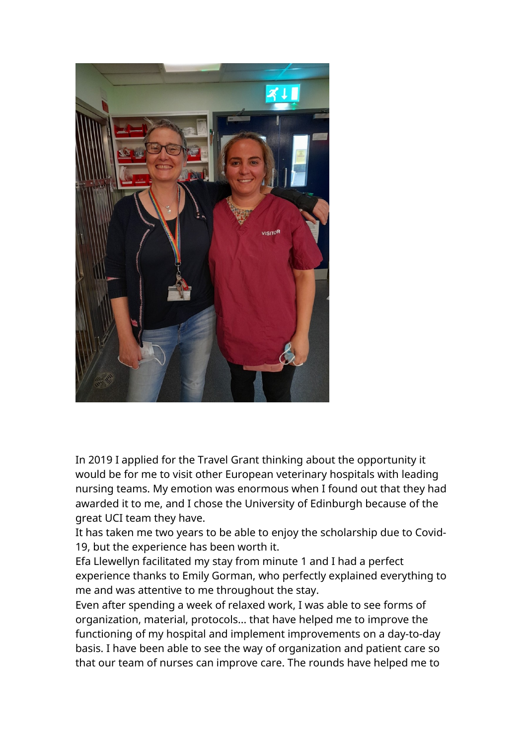In 2019 I applied for the Travel Grant thinking about the opportunity it would be for me to visit other European veterinary hospitals with leading nursing teams. My emotion was enormous when I found out that they had awarded it to me, and I chose the University of Edinburgh because of the great UCI team they have.

It has taken me two years to be able to enjoy the scholarship due to Covid-19, but the experience has been worth it.

Efa Llewellyn facilitated my stay from minute 1 and I had a perfect experience thanks to Emily Gorman, who perfectly explained everything to me and was attentive to me throughout the stay.

Even after spending a week of relaxed work, I was able to see forms of organization, material, protocols... that have helped me to improve the functioning of my hospital and implement improvements on a day-to-day basis. I have been able to see the way of organization and patient care so that our team of nurses can improve care. The rounds have helped me to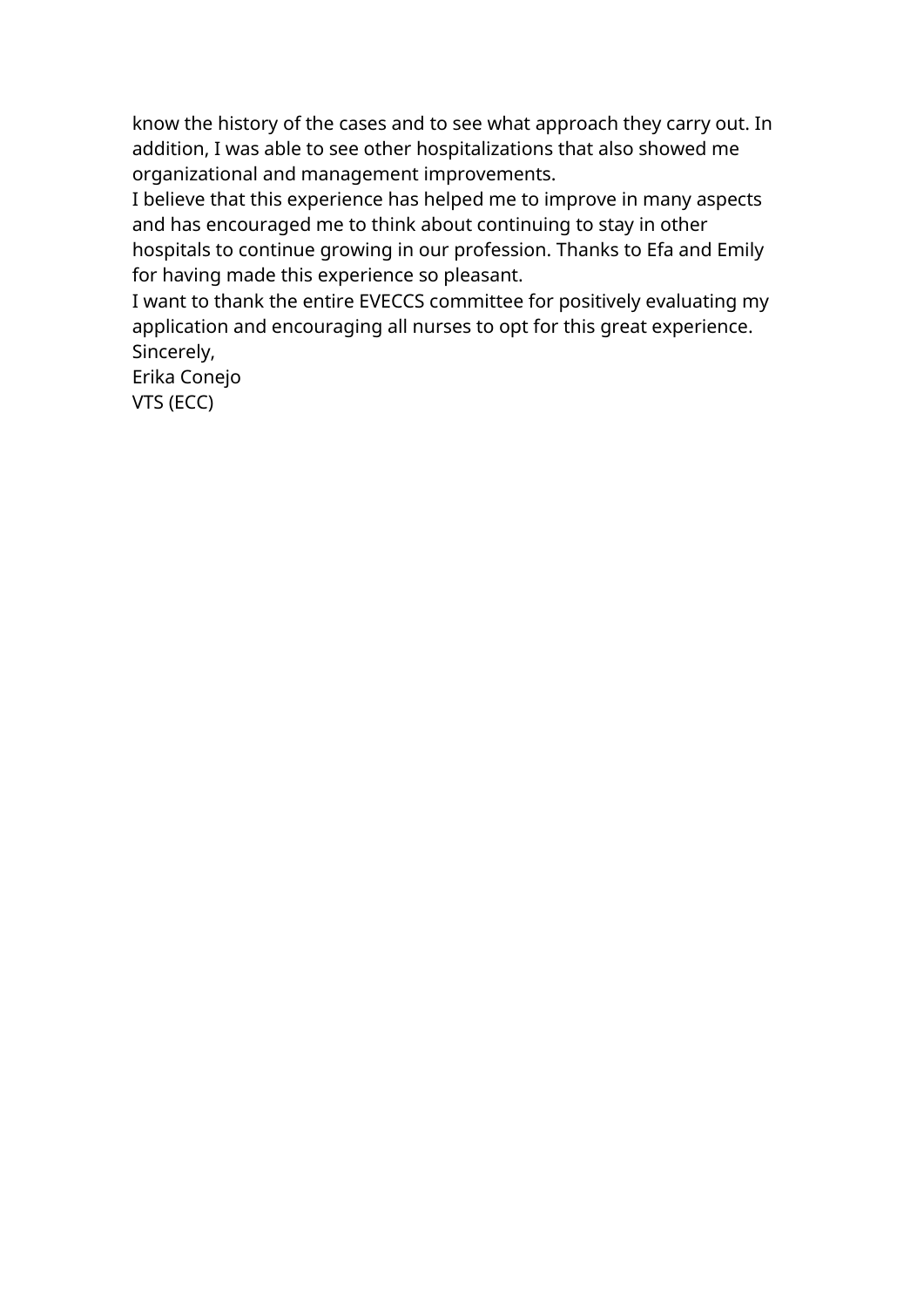know the history of the cases and to see what approach they carry out. In addition, I was able to see other hospitalizations that also showed me organizational and management improvements.

I believe that this experience has helped me to improve in many aspects and has encouraged me to think about continuing to stay in other hospitals to continue growing in our profession. Thanks to Efa and Emily for having made this experience so pleasant.

I want to thank the entire EVECCS committee for positively evaluating my application and encouraging all nurses to opt for this great experience.

Sincerely,

Erika Conejo

VTS (ECC)